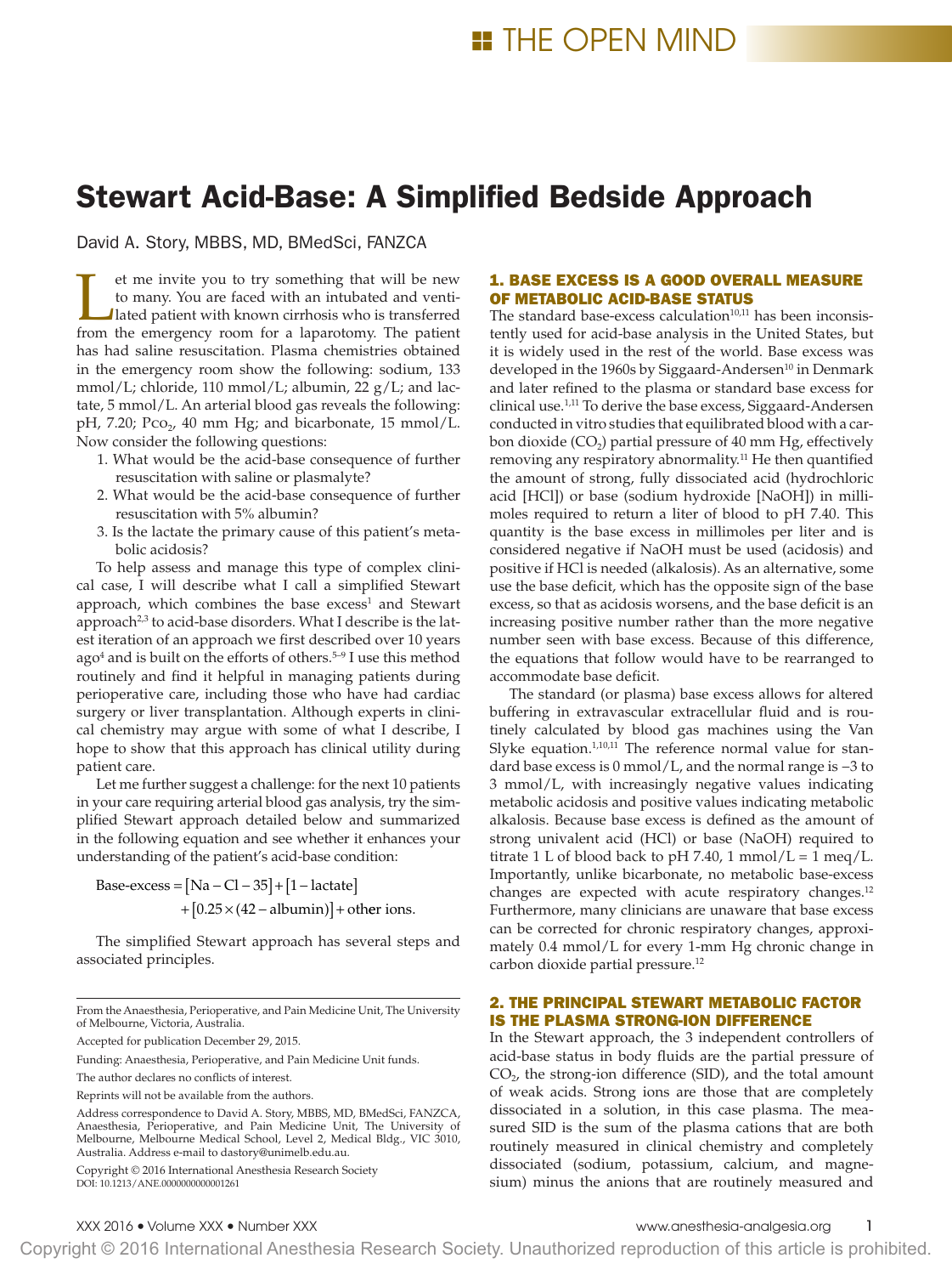# Stewart Acid-Base: A Simplified Bedside Approach

David A. Story, MBBS, MD, BMedSci, FANZCA

Let me invite you to try something that will be new to many. You are faced with an intubated and ventilated patient with known cirrhosis who is transferred from the emergency room for a laparotomy. The patient has had saline resuscitation. Plasma chemistries obtained in the emergency room show the following: sodium, 133 mmol/L; chloride, 110 mmol/L; albumin, 22 g/L; and lactate, 5 mmol/L. An arterial blood gas reveals the following: pH, 7.20; $Pco_2$, 40 mm Hg; and bicarbonate, 15 mmol/L. Now consider the following questions:

1. What would be the acid-base consequence of further resuscitation with saline or plasmalyte?
2. What would be the acid-base consequence of further resuscitation with 5% albumin?
3. Is the lactate the primary cause of this patient's metabolic acidosis?

To help assess and manage this type of complex clinical case, I will describe what I call a simplified Stewart approach, which combines the base excess[1] and Stewart approach[2,3] to acid-base disorders. What I describe is the latest iteration of an approach we first described over 10 years ago[4] and is built on the efforts of others.[5–9] I use this method routinely and find it helpful in managing patients during perioperative care, including those who have had cardiac surgery or liver transplantation. Although experts in clinical chemistry may argue with some of what I describe, I hope to show that this approach has clinical utility during patient care.

Let me further suggest a challenge: for the next 10 patients in your care requiring arterial blood gas analysis, try the simplified Stewart approach detailed below and summarized in the following equation and see whether it enhances your understanding of the patient's acid-base condition:

$$\text{Base-excess} = [\text{Na} - \text{Cl} - 35] + [1 - \text{lactate}] + [0.25 \times (42 - \text{albumin})] + \text{other ions.}$$

The simplified Stewart approach has several steps and associated principles.

## 1. BASE EXCESS IS A GOOD OVERALL MEASURE OF METABOLIC ACID-BASE STATUS

The standard base-excess calculation[10,11] has been inconsistently used for acid-base analysis in the United States, but it is widely used in the rest of the world. Base excess was developed in the 1960s by Siggaard-Andersen[10] in Denmark and later refined to the plasma or standard base excess for clinical use.[1,11] To derive the base excess, Siggaard-Andersen conducted in vitro studies that equilibrated blood with a carbon dioxide ($CO_2$) partial pressure of 40 mm Hg, effectively removing any respiratory abnormality.[11] He then quantified the amount of strong, fully dissociated acid (hydrochloric acid [HCl]) or base (sodium hydroxide [NaOH]) in millimoles required to return a liter of blood to pH 7.40. This quantity is the base excess in millimoles per liter and is considered negative if NaOH must be used (acidosis) and positive if HCl is needed (alkalosis). As an alternative, some use the base deficit, which has the opposite sign of the base excess, so that as acidosis worsens, and the base deficit is an increasing positive number rather than the more negative number seen with base excess. Because of this difference, the equations that follow would have to be rearranged to accommodate base deficit.

The standard (or plasma) base excess allows for altered buffering in extravascular extracellular fluid and is routinely calculated by blood gas machines using the Van Slyke equation.[1,10,11] The reference normal value for standard base excess is 0 mmol/L, and the normal range is −3 to 3 mmol/L, with increasingly negative values indicating metabolic acidosis and positive values indicating metabolic alkalosis. Because base excess is defined as the amount of strong univalent acid (HCl) or base (NaOH) required to titrate 1 L of blood back to pH 7.40, 1 mmol/L = 1 meq/L. Importantly, unlike bicarbonate, no metabolic base-excess changes are expected with acute respiratory changes.[12] Furthermore, many clinicians are unaware that base excess can be corrected for chronic respiratory changes, approximately 0.4 mmol/L for every 1-mm Hg chronic change in carbon dioxide partial pressure.[12]

## 2. THE PRINCIPAL STEWART METABOLIC FACTOR IS THE PLASMA STRONG-ION DIFFERENCE

In the Stewart approach, the 3 independent controllers of acid-base status in body fluids are the partial pressure of $CO_2$, the strong-ion difference (SID), and the total amount of weak acids. Strong ions are those that are completely dissociated in a solution, in this case plasma. The measured SID is the sum of the plasma cations that are both routinely measured in clinical chemistry and completely dissociated (sodium, potassium, calcium, and magnesium) minus the anions that are routinely measured and

---

From the Anaesthesia, Perioperative, and Pain Medicine Unit, The University of Melbourne, Victoria, Australia.

Accepted for publication December 29, 2015.

Funding: Anaesthesia, Perioperative, and Pain Medicine Unit funds.

The author declares no conflicts of interest.

Reprints will not be available from the authors.

Address correspondence to David A. Story, MBBS, MD, BMedSci, FANZCA, Anaesthesia, Perioperative, and Pain Medicine Unit, The University of Melbourne, Melbourne Medical School, Level 2, Medical Bldg., VIC 3010, Australia. Address e-mail to dastory@unimelb.edu.au.

Copyright © 2016 International Anesthesia Research Society

DOI: 10.1213/ANE.0000000000001261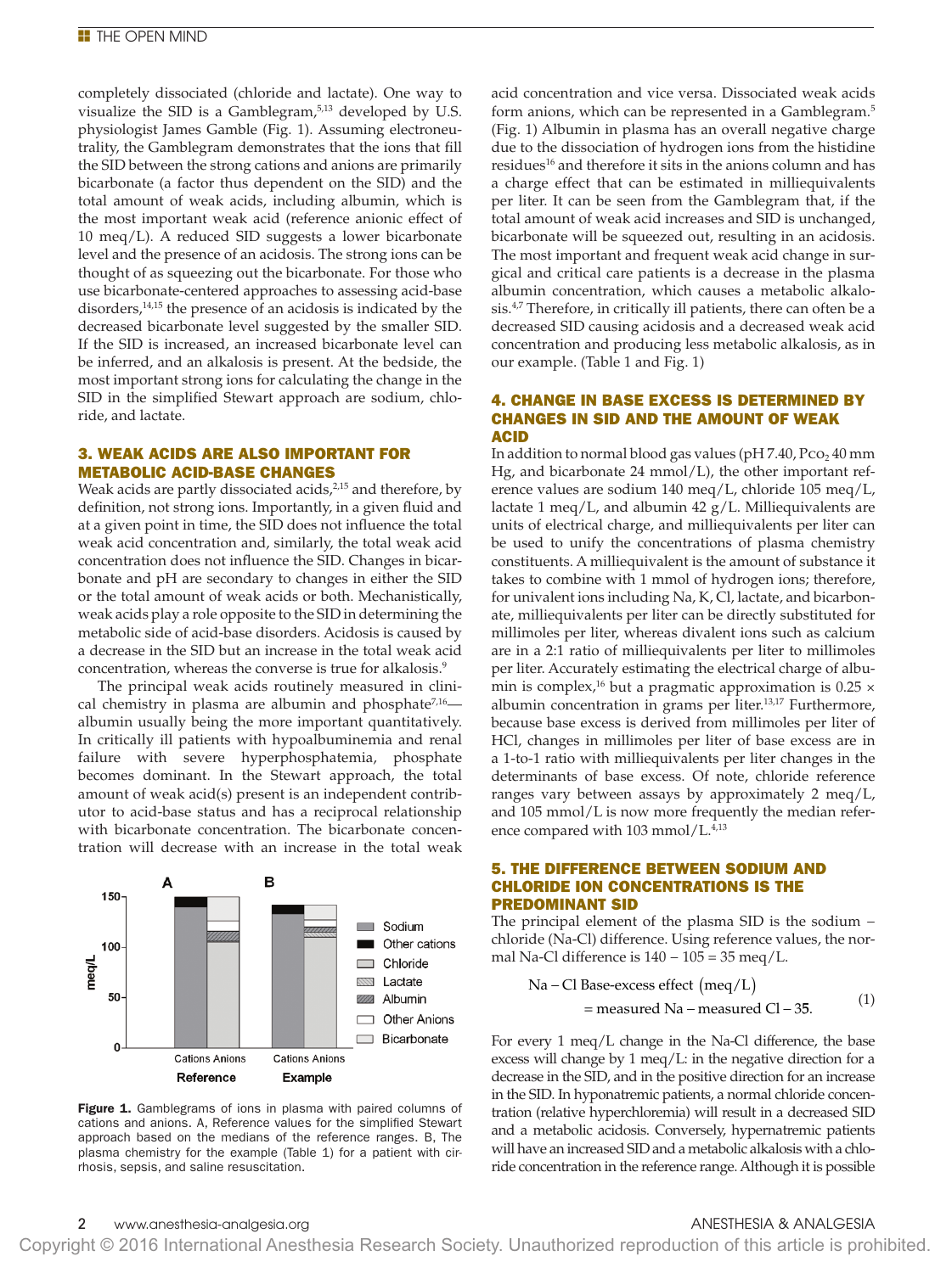completely dissociated (chloride and lactate). One way to visualize the SID is a Gamblegram,[5,13] developed by U.S. physiologist James Gamble (Fig. 1). Assuming electroneutrality, the Gamblegram demonstrates that the ions that fill the SID between the strong cations and anions are primarily bicarbonate (a factor thus dependent on the SID) and the total amount of weak acids, including albumin, which is the most important weak acid (reference anionic effect of 10 meq/L). A reduced SID suggests a lower bicarbonate level and the presence of an acidosis. The strong ions can be thought of as squeezing out the bicarbonate. For those who use bicarbonate-centered approaches to assessing acid-base disorders,[14,15] the presence of an acidosis is indicated by the decreased bicarbonate level suggested by the smaller SID. If the SID is increased, an increased bicarbonate level can be inferred, and an alkalosis is present. At the bedside, the most important strong ions for calculating the change in the SID in the simplified Stewart approach are sodium, chloride, and lactate.

## 3. WEAK ACIDS ARE ALSO IMPORTANT FOR METABOLIC ACID-BASE CHANGES

Weak acids are partly dissociated acids,[2,15] and therefore, by definition, not strong ions. Importantly, in a given fluid and at a given point in time, the SID does not influence the total weak acid concentration and, similarly, the total weak acid concentration does not influence the SID. Changes in bicarbonate and pH are secondary to changes in either the SID or the total amount of weak acids or both. Mechanistically, weak acids play a role opposite to the SID in determining the metabolic side of acid-base disorders. Acidosis is caused by a decrease in the SID but an increase in the total weak acid concentration, whereas the converse is true for alkalosis.[9]

The principal weak acids routinely measured in clinical chemistry in plasma are albumin and phosphate[7,16]—albumin usually being the more important quantitatively. In critically ill patients with hypoalbuminemia and renal failure with severe hyperphosphatemia, phosphate becomes dominant. In the Stewart approach, the total amount of weak acid(s) present is an independent contributor to acid-base status and has a reciprocal relationship with bicarbonate concentration. The bicarbonate concentration will decrease with an increase in the total weak acid concentration and vice versa. Dissociated weak acids form anions, which can be represented in a Gamblegram.[5] (Fig. 1) Albumin in plasma has an overall negative charge due to the dissociation of hydrogen ions from the histidine residues[16] and therefore it sits in the anions column and has a charge effect that can be estimated in milliequivalents per liter. It can be seen from the Gamblegram that, if the total amount of weak acid increases and SID is unchanged, bicarbonate will be squeezed out, resulting in an acidosis. The most important and frequent weak acid change in surgical and critical care patients is a decrease in the plasma albumin concentration, which causes a metabolic alkalosis.[4,7] Therefore, in critically ill patients, there can often be a decreased SID causing acidosis and a decreased weak acid concentration and producing less metabolic alkalosis, as in our example. (Table 1 and Fig. 1)

Figure 1. Gamblegrams of ions in plasma with paired columns of cations and anions. A, Reference values for the simplified Stewart approach based on the medians of the reference ranges. B, The plasma chemistry for the example (Table 1) for a patient with cirrhosis, sepsis, and saline resuscitation.

## 4. CHANGE IN BASE EXCESS IS DETERMINED BY CHANGES IN SID AND THE AMOUNT OF WEAK ACID

In addition to normal blood gas values (pH 7.40, $Pco_2$ 40 mm Hg, and bicarbonate 24 mmol/L), the other important reference values are sodium 140 meq/L, chloride 105 meq/L, lactate 1 meq/L, and albumin 42 g/L. Milliequivalents are units of electrical charge, and milliequivalents per liter can be used to unify the concentrations of plasma chemistry constituents. A milliequivalent is the amount of substance it takes to combine with 1 mmol of hydrogen ions; therefore, for univalent ions including Na, K, Cl, lactate, and bicarbonate, milliequivalents per liter can be directly substituted for millimoles per liter, whereas divalent ions such as calcium are in a 2:1 ratio of milliequivalents per liter to millimoles per liter. Accurately estimating the electrical charge of albumin is complex,[16] but a pragmatic approximation is 0.25 × albumin concentration in grams per liter.[13,17] Furthermore, because base excess is derived from millimoles per liter of HCl, changes in millimoles per liter of base excess are in a 1-to-1 ratio with milliequivalents per liter changes in the determinants of base excess. Of note, chloride reference ranges vary between assays by approximately 2 meq/L, and 105 mmol/L is now more frequently the median reference compared with 103 mmol/L.[4,13]

## 5. THE DIFFERENCE BETWEEN SODIUM AND CHLORIDE ION CONCENTRATIONS IS THE PREDOMINANT SID

The principal element of the plasma SID is the sodium − chloride (Na-Cl) difference. Using reference values, the normal Na-Cl difference is 140 − 105 = 35 meq/L.

$$\text{Na} - \text{Cl Base-excess effect (meq/L)} = \text{measured Na} - \text{measured Cl} - 35. \tag{1}$$

For every 1 meq/L change in the Na-Cl difference, the base excess will change by 1 meq/L: in the negative direction for a decrease in the SID, and in the positive direction for an increase in the SID. In hyponatremic patients, a normal chloride concentration (relative hyperchloremia) will result in a decreased SID and a metabolic acidosis. Conversely, hypernatremic patients will have an increased SID and a metabolic alkalosis with a chloride concentration in the reference range. Although it is possible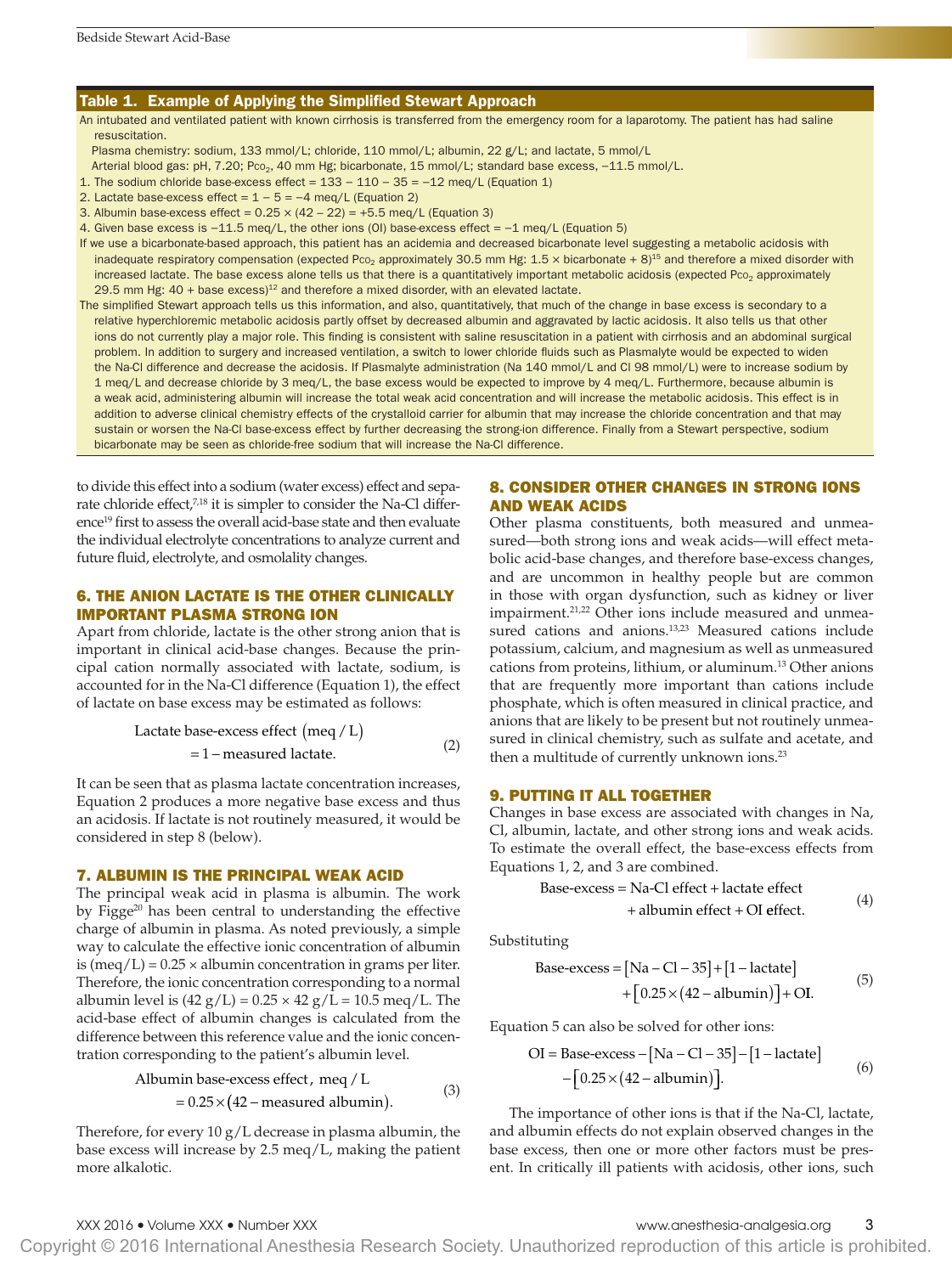**Table 1. Example of Applying the Simplified Stewart Approach**

An intubated and ventilated patient with known cirrhosis is transferred from the emergency room for a laparotomy. The patient has had saline resuscitation.

Plasma chemistry: sodium, 133 mmol/L; chloride, 110 mmol/L; albumin, 22 g/L; and lactate, 5 mmol/L

Arterial blood gas: pH, 7.20; $P_{CO_2}$, 40 mm Hg; bicarbonate, 15 mmol/L; standard base excess, −11.5 mmol/L.

1. The sodium chloride base-excess effect = 133 − 110 − 35 = −12 meq/L (Equation 1)
2. Lactate base-excess effect = 1 − 5 = −4 meq/L (Equation 2)
3. Albumin base-excess effect = 0.25 × (42 − 22) = +5.5 meq/L (Equation 3)
4. Given base excess is −11.5 meq/L, the other ions (OI) base-excess effect = −1 meq/L (Equation 5)

If we use a bicarbonate-based approach, this patient has an acidemia and decreased bicarbonate level suggesting a metabolic acidosis with inadequate respiratory compensation (expected $P_{CO_2}$ approximately 30.5 mm Hg: 1.5 × bicarbonate + 8)[15] and therefore a mixed disorder with increased lactate. The base excess alone tells us that there is a quantitatively important metabolic acidosis (expected $P_{CO_2}$ approximately 29.5 mm Hg: 40 + base excess)[12] and therefore a mixed disorder, with an elevated lactate.

The simplified Stewart approach tells us this information, and also, quantitatively, that much of the change in base excess is secondary to a relative hyperchloremic metabolic acidosis partly offset by decreased albumin and aggravated by lactic acidosis. It also tells us that other ions do not currently play a major role. This finding is consistent with saline resuscitation in a patient with cirrhosis and an abdominal surgical problem. In addition to surgery and increased ventilation, a switch to lower chloride fluids such as Plasmalyte would be expected to widen the Na-Cl difference and decrease the acidosis. If Plasmalyte administration (Na 140 mmol/L and Cl 98 mmol/L) were to increase sodium by 1 meq/L and decrease chloride by 3 meq/L, the base excess would be expected to improve by 4 meq/L. Furthermore, because albumin is a weak acid, administering albumin will increase the total weak acid concentration and will increase the metabolic acidosis. This effect is in addition to adverse clinical chemistry effects of the crystalloid carrier for albumin that may increase the chloride concentration and that may sustain or worsen the Na-Cl base-excess effect by further decreasing the strong-ion difference. Finally from a Stewart perspective, sodium bicarbonate may be seen as chloride-free sodium that will increase the Na-Cl difference.

to divide this effect into a sodium (water excess) effect and separate chloride effect,[7,18] it is simpler to consider the Na-Cl difference[19] first to assess the overall acid-base state and then evaluate the individual electrolyte concentrations to analyze current and future fluid, electrolyte, and osmolality changes.

## 6. THE ANION LACTATE IS THE OTHER CLINICALLY IMPORTANT PLASMA STRONG ION

Apart from chloride, lactate is the other strong anion that is important in clinical acid-base changes. Because the principal cation normally associated with lactate, sodium, is accounted for in the Na-Cl difference (Equation 1), the effect of lactate on base excess may be estimated as follows:

$$\text{Lactate base-excess effect (meq/L)} = 1 - \text{measured lactate.} \tag{2}$$

It can be seen that as plasma lactate concentration increases, Equation 2 produces a more negative base excess and thus an acidosis. If lactate is not routinely measured, it would be considered in step 8 (below).

## 7. ALBUMIN IS THE PRINCIPAL WEAK ACID

The principal weak acid in plasma is albumin. The work by Figge[20] has been central to understanding the effective charge of albumin in plasma. As noted previously, a simple way to calculate the effective ionic concentration of albumin is (meq/L) = 0.25 × albumin concentration in grams per liter. Therefore, the ionic concentration corresponding to a normal albumin level is (42 g/L) = 0.25 × 42 g/L = 10.5 meq/L. The acid-base effect of albumin changes is calculated from the difference between this reference value and the ionic concentration corresponding to the patient's albumin level.

$$\text{Albumin base-excess effect, meq/L} = 0.25 \times (42 - \text{measured albumin}). \tag{3}$$

Therefore, for every 10 g/L decrease in plasma albumin, the base excess will increase by 2.5 meq/L, making the patient more alkalotic.

## 8. CONSIDER OTHER CHANGES IN STRONG IONS AND WEAK ACIDS

Other plasma constituents, both measured and unmeasured—both strong ions and weak acids—will effect metabolic acid-base changes, and therefore base-excess changes, and are uncommon in healthy people but are common in those with organ dysfunction, such as kidney or liver impairment.[21,22] Other ions include measured and unmeasured cations and anions.[13,23] Measured cations include potassium, calcium, and magnesium as well as unmeasured cations from proteins, lithium, or aluminum.[13] Other anions that are frequently more important than cations include phosphate, which is often measured in clinical practice, and anions that are likely to be present but not routinely unmeasured in clinical chemistry, such as sulfate and acetate, and then a multitude of currently unknown ions.[23]

## 9. PUTTING IT ALL TOGETHER

Changes in base excess are associated with changes in Na, Cl, albumin, lactate, and other strong ions and weak acids. To estimate the overall effect, the base-excess effects from Equations 1, 2, and 3 are combined.

$$\text{Base-excess} = \text{Na-Cl effect} + \text{lactate effect} + \text{albumin effect} + \text{OI effect.} \tag{4}$$

Substituting

$$\text{Base-excess} = [\text{Na} - \text{Cl} - 35] + [1 - \text{lactate}] + [0.25 \times (42 - \text{albumin})] + \text{OI.} \tag{5}$$

Equation 5 can also be solved for other ions:

$$\text{OI} = \text{Base-excess} - [\text{Na} - \text{Cl} - 35] - [1 - \text{lactate}] - [0.25 \times (42 - \text{albumin})]. \tag{6}$$

The importance of other ions is that if the Na-Cl, lactate, and albumin effects do not explain observed changes in the base excess, then one or more other factors must be present. In critically ill patients with acidosis, other ions, such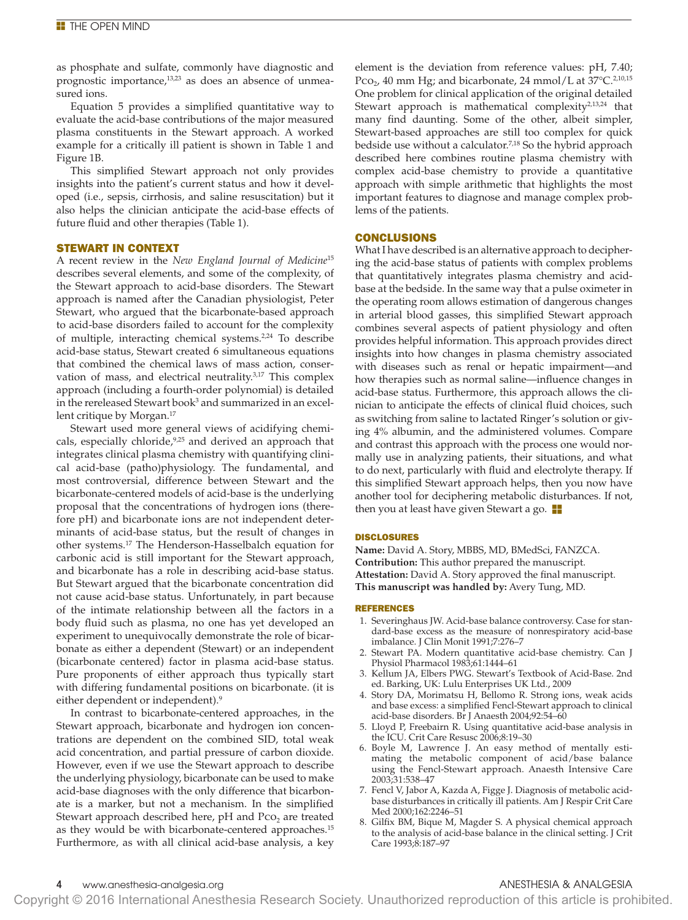as phosphate and sulfate, commonly have diagnostic and prognostic importance,[13,23] as does an absence of unmeasured ions.

Equation 5 provides a simplified quantitative way to evaluate the acid-base contributions of the major measured plasma constituents in the Stewart approach. A worked example for a critically ill patient is shown in Table 1 and Figure 1B.

This simplified Stewart approach not only provides insights into the patient's current status and how it developed (i.e., sepsis, cirrhosis, and saline resuscitation) but it also helps the clinician anticipate the acid-base effects of future fluid and other therapies (Table 1).

## STEWART IN CONTEXT

A recent review in the *New England Journal of Medicine*[15] describes several elements, and some of the complexity, of the Stewart approach to acid-base disorders. The Stewart approach is named after the Canadian physiologist, Peter Stewart, who argued that the bicarbonate-based approach to acid-base disorders failed to account for the complexity of multiple, interacting chemical systems.[2,24] To describe acid-base status, Stewart created 6 simultaneous equations that combined the chemical laws of mass action, conservation of mass, and electrical neutrality.[3,17] This complex approach (including a fourth-order polynomial) is detailed in the rereleased Stewart book[3] and summarized in an excellent critique by Morgan.[17]

Stewart used more general views of acidifying chemicals, especially chloride,[9,25] and derived an approach that integrates clinical plasma chemistry with quantifying clinical acid-base (patho)physiology. The fundamental, and most controversial, difference between Stewart and the bicarbonate-centered models of acid-base is the underlying proposal that the concentrations of hydrogen ions (therefore pH) and bicarbonate ions are not independent determinants of acid-base status, but the result of changes in other systems.[17] The Henderson-Hasselbalch equation for carbonic acid is still important for the Stewart approach, and bicarbonate has a role in describing acid-base status. But Stewart argued that the bicarbonate concentration did not cause acid-base status. Unfortunately, in part because of the intimate relationship between all the factors in a body fluid such as plasma, no one has yet developed an experiment to unequivocally demonstrate the role of bicarbonate as either a dependent (Stewart) or an independent (bicarbonate centered) factor in plasma acid-base status. Pure proponents of either approach thus typically start with differing fundamental positions on bicarbonate. (it is either dependent or independent).[9]

In contrast to bicarbonate-centered approaches, in the Stewart approach, bicarbonate and hydrogen ion concentrations are dependent on the combined SID, total weak acid concentration, and partial pressure of carbon dioxide. However, even if we use the Stewart approach to describe the underlying physiology, bicarbonate can be used to make acid-base diagnoses with the only difference that bicarbonate is a marker, but not a mechanism. In the simplified Stewart approach described here, pH and $P_{CO_2}$ are treated as they would be with bicarbonate-centered approaches.[15] Furthermore, as with all clinical acid-base analysis, a key element is the deviation from reference values: pH, 7.40; $P_{CO_2}$, 40 mm Hg; and bicarbonate, 24 mmol/L at 37°C.[2,10,15] One problem for clinical application of the original detailed Stewart approach is mathematical complexity[2,13,24] that many find daunting. Some of the other, albeit simpler, Stewart-based approaches are still too complex for quick bedside use without a calculator.[7,18] So the hybrid approach described here combines routine plasma chemistry with complex acid-base chemistry to provide a quantitative approach with simple arithmetic that highlights the most important features to diagnose and manage complex problems of the patients.

## CONCLUSIONS

What I have described is an alternative approach to deciphering the acid-base status of patients with complex problems that quantitatively integrates plasma chemistry and acid-base at the bedside. In the same way that a pulse oximeter in the operating room allows estimation of dangerous changes in arterial blood gasses, this simplified Stewart approach combines several aspects of patient physiology and often provides helpful information. This approach provides direct insights into how changes in plasma chemistry associated with diseases such as renal or hepatic impairment—and how therapies such as normal saline—influence changes in acid-base status. Furthermore, this approach allows the clinician to anticipate the effects of clinical fluid choices, such as switching from saline to lactated Ringer's solution or giving 4% albumin, and the administered volumes. Compare and contrast this approach with the process one would normally use in analyzing patients, their situations, and what to do next, particularly with fluid and electrolyte therapy. If this simplified Stewart approach helps, then you now have another tool for deciphering metabolic disturbances. If not, then you at least have given Stewart a go.

### DISCLOSURES

**Name:** David A. Story, MBBS, MD, BMedSci, FANZCA.
**Contribution:** This author prepared the manuscript.
**Attestation:** David A. Story approved the final manuscript.
**This manuscript was handled by:** Avery Tung, MD.

### REFERENCES

1. Severinghaus JW. Acid-base balance controversy. Case for standard-base excess as the measure of nonrespiratory acid-base imbalance. J Clin Monit 1991;7:276–7
2. Stewart PA. Modern quantitative acid-base chemistry. Can J Physiol Pharmacol 1983;61:1444–61
3. Kellum JA, Elbers PWG. Stewart's Textbook of Acid-Base. 2nd ed. Barking, UK: Lulu Enterprises UK Ltd., 2009
4. Story DA, Morimatsu H, Bellomo R. Strong ions, weak acids and base excess: a simplified Fencl-Stewart approach to clinical acid-base disorders. Br J Anaesth 2004;92:54–60
5. Lloyd P, Freebairn R. Using quantitative acid-base analysis in the ICU. Crit Care Resusc 2006;8:19–30
6. Boyle M, Lawrence J. An easy method of mentally estimating the metabolic component of acid/base balance using the Fencl-Stewart approach. Anaesth Intensive Care 2003;31:538–47
7. Fencl V, Jabor A, Kazda A, Figge J. Diagnosis of metabolic acid-base disturbances in critically ill patients. Am J Respir Crit Care Med 2000;162:2246–51
8. Gilfix BM, Bique M, Magder S. A physical chemical approach to the analysis of acid-base balance in the clinical setting. J Crit Care 1993;8:187–97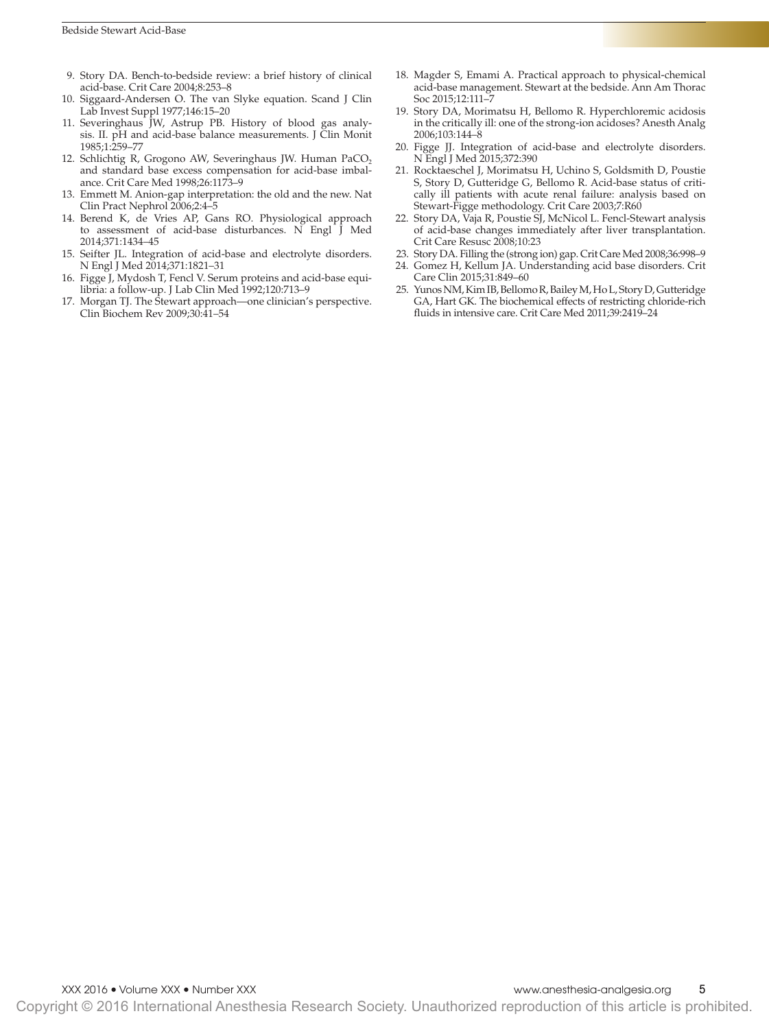9. Story DA. Bench-to-bedside review: a brief history of clinical acid-base. Crit Care 2004;8:253–8
10. Siggaard-Andersen O. The van Slyke equation. Scand J Clin Lab Invest Suppl 1977;146:15–20
11. Severinghaus JW, Astrup PB. History of blood gas analysis. II. pH and acid-base balance measurements. J Clin Monit 1985;1:259–77
12. Schlichtig R, Grogono AW, Severinghaus JW. Human $PaCO_2$ and standard base excess compensation for acid-base imbalance. Crit Care Med 1998;26:1173–9
13. Emmett M. Anion-gap interpretation: the old and the new. Nat Clin Pract Nephrol 2006;2:4–5
14. Berend K, de Vries AP, Gans RO. Physiological approach to assessment of acid-base disturbances. N Engl J Med 2014;371:1434–45
15. Seifter JL. Integration of acid-base and electrolyte disorders. N Engl J Med 2014;371:1821–31
16. Figge J, Mydosh T, Fencl V. Serum proteins and acid-base equilibria: a follow-up. J Lab Clin Med 1992;120:713–9
17. Morgan TJ. The Stewart approach—one clinician's perspective. Clin Biochem Rev 2009;30:41–54
18. Magder S, Emami A. Practical approach to physical-chemical acid-base management. Stewart at the bedside. Ann Am Thorac Soc 2015;12:111–7
19. Story DA, Morimatsu H, Bellomo R. Hyperchloremic acidosis in the critically ill: one of the strong-ion acidoses? Anesth Analg 2006;103:144–8
20. Figge JJ. Integration of acid-base and electrolyte disorders. N Engl J Med 2015;372:390
21. Rocktaeschel J, Morimatsu H, Uchino S, Goldsmith D, Poustie S, Story D, Gutteridge G, Bellomo R. Acid-base status of critically ill patients with acute renal failure: analysis based on Stewart-Figge methodology. Crit Care 2003;7:R60
22. Story DA, Vaja R, Poustie SJ, McNicol L. Fencl-Stewart analysis of acid-base changes immediately after liver transplantation. Crit Care Resusc 2008;10:23
23. Story DA. Filling the (strong ion) gap. Crit Care Med 2008;36:998–9
24. Gomez H, Kellum JA. Understanding acid base disorders. Crit Care Clin 2015;31:849–60
25. Yunos NM, Kim IB, Bellomo R, Bailey M, Ho L, Story D, Gutteridge GA, Hart GK. The biochemical effects of restricting chloride-rich fluids in intensive care. Crit Care Med 2011;39:2419–24